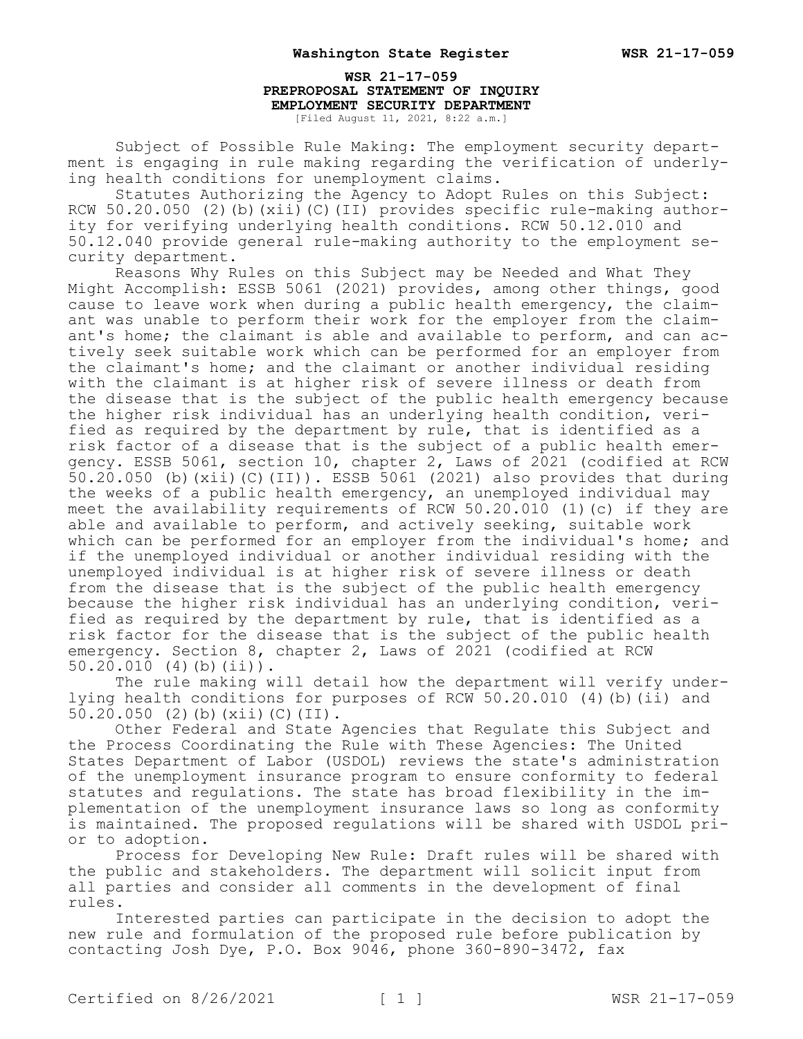**WSR 21-17-059**
**PREPROPOSAL STATEMENT OF INQUIRY**
**EMPLOYMENT SECURITY DEPARTMENT**
[Filed August 11, 2021, 8:22 a.m.]

Subject of Possible Rule Making: The employment security department is engaging in rule making regarding the verification of underlying health conditions for unemployment claims.

Statutes Authorizing the Agency to Adopt Rules on this Subject: RCW 50.20.050 (2)(b)(xii)(C)(II) provides specific rule-making authority for verifying underlying health conditions. RCW 50.12.010 and 50.12.040 provide general rule-making authority to the employment security department.

Reasons Why Rules on this Subject may be Needed and What They Might Accomplish: ESSB 5061 (2021) provides, among other things, good cause to leave work when during a public health emergency, the claimant was unable to perform their work for the employer from the claimant's home; the claimant is able and available to perform, and can actively seek suitable work which can be performed for an employer from the claimant's home; and the claimant or another individual residing with the claimant is at higher risk of severe illness or death from the disease that is the subject of the public health emergency because the higher risk individual has an underlying health condition, verified as required by the department by rule, that is identified as a risk factor of a disease that is the subject of a public health emergency. ESSB 5061, section 10, chapter 2, Laws of 2021 (codified at RCW 50.20.050 (b)(xii)(C)(II)). ESSB 5061 (2021) also provides that during the weeks of a public health emergency, an unemployed individual may meet the availability requirements of RCW 50.20.010 (1)(c) if they are able and available to perform, and actively seeking, suitable work which can be performed for an employer from the individual's home; and if the unemployed individual or another individual residing with the unemployed individual is at higher risk of severe illness or death from the disease that is the subject of the public health emergency because the higher risk individual has an underlying condition, verified as required by the department by rule, that is identified as a risk factor for the disease that is the subject of the public health emergency. Section 8, chapter 2, Laws of 2021 (codified at RCW 50.20.010 (4)(b)(ii)).

The rule making will detail how the department will verify underlying health conditions for purposes of RCW 50.20.010 (4)(b)(ii) and 50.20.050 (2)(b)(xii)(C)(II).

Other Federal and State Agencies that Regulate this Subject and the Process Coordinating the Rule with These Agencies: The United States Department of Labor (USDOL) reviews the state's administration of the unemployment insurance program to ensure conformity to federal statutes and regulations. The state has broad flexibility in the implementation of the unemployment insurance laws so long as conformity is maintained. The proposed regulations will be shared with USDOL prior to adoption.

Process for Developing New Rule: Draft rules will be shared with the public and stakeholders. The department will solicit input from all parties and consider all comments in the development of final rules.

Interested parties can participate in the decision to adopt the new rule and formulation of the proposed rule before publication by contacting Josh Dye, P.O. Box 9046, phone 360-890-3472, fax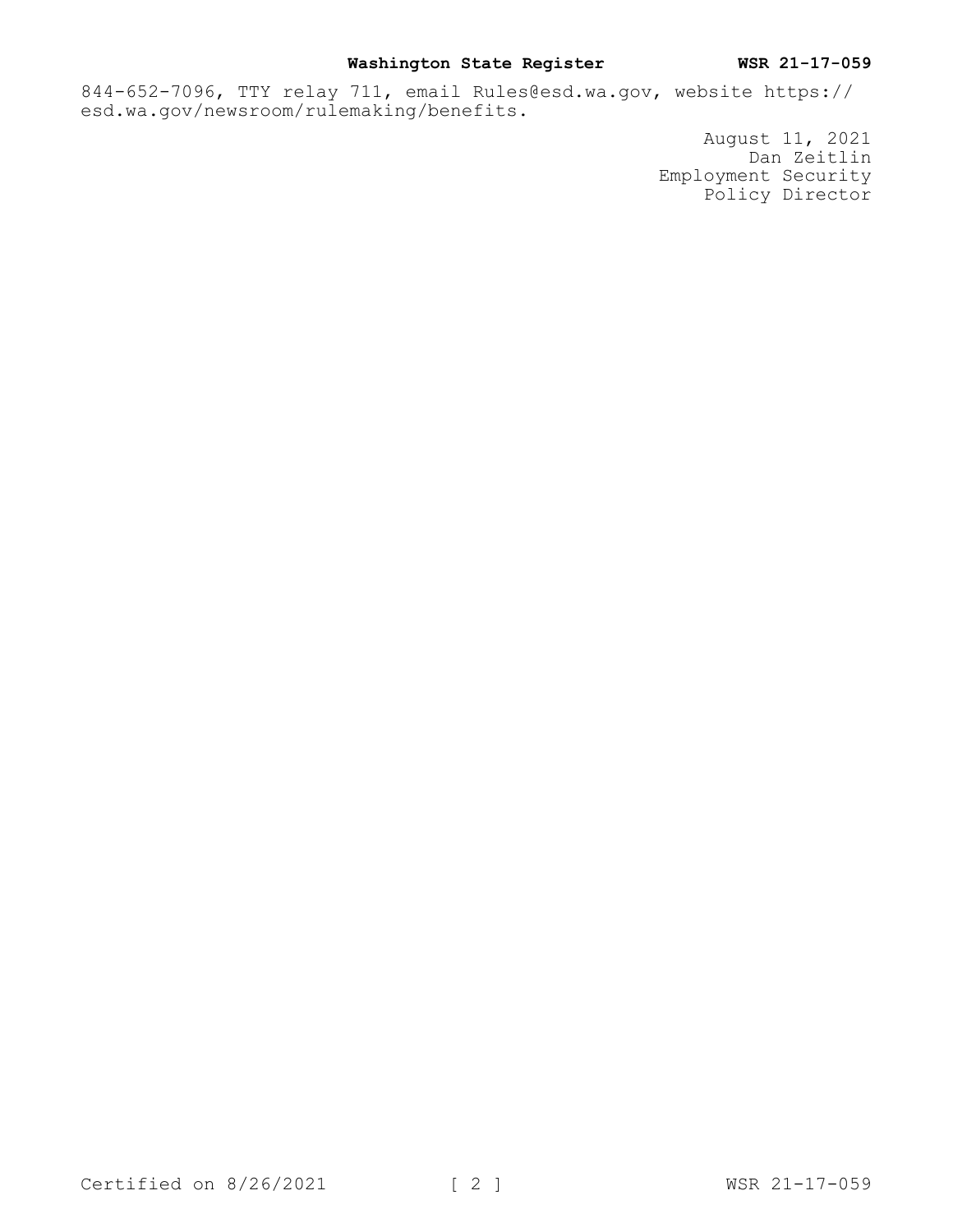844-652-7096, TTY relay 711, email Rules@esd.wa.gov, website https://esd.wa.gov/newsroom/rulemaking/benefits.

August 11, 2021
Dan Zeitlin
Employment Security
Policy Director